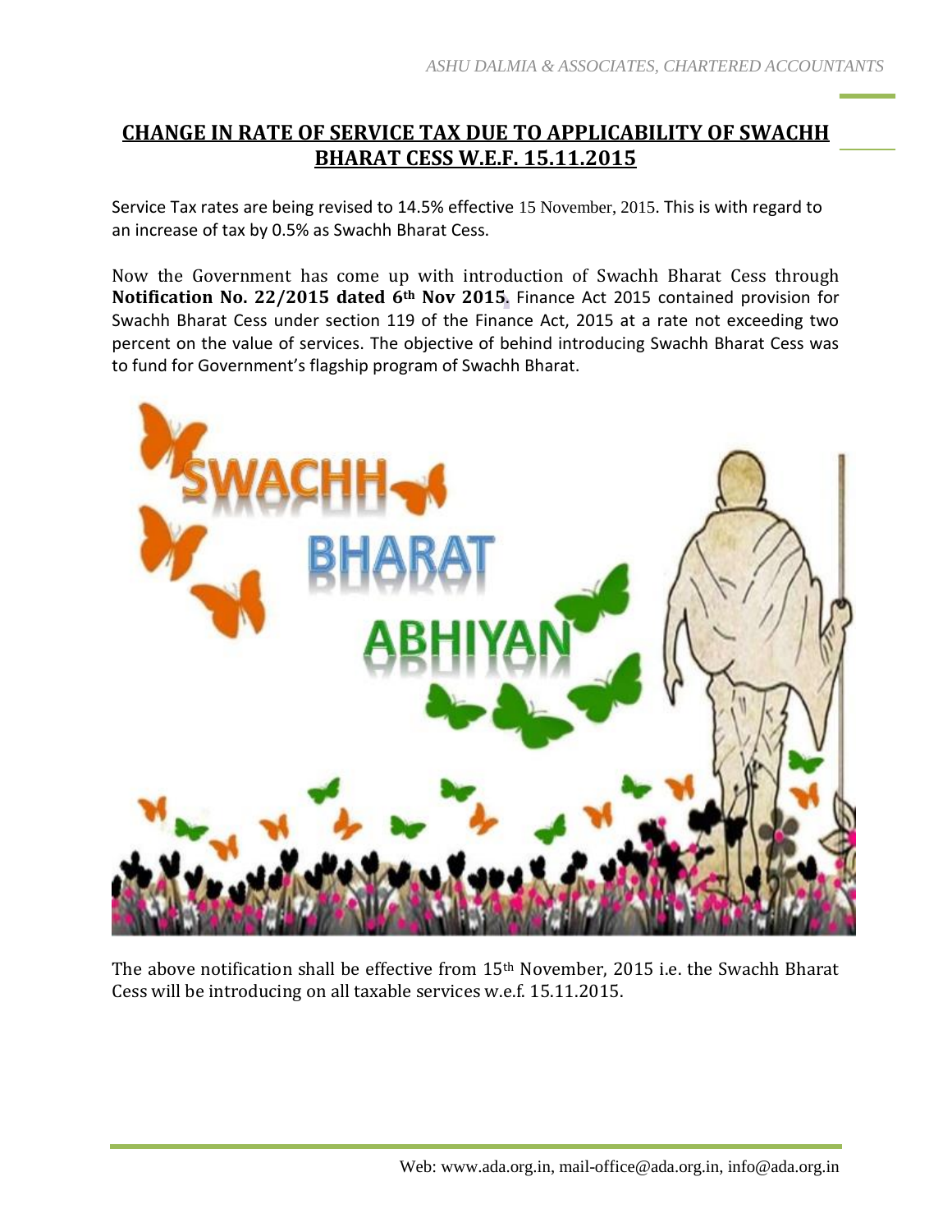# CHANGE IN RATE OF SERVICE TAX DUE TO APPLICABILITY OF SWACHH BHARAT CESS W.E.F. 15.11.2015

Service Tax rates are being revised to 14.5% effective 15 November, 2015. This is with regard to an increase of tax by 0.5% as Swachh Bharat Cess.

Now the Government has come up with introduction of Swachh Bharat Cess through **Notification No. 22/2015 dated 6th Nov 2015**. Finance Act 2015 contained provision for Swachh Bharat Cess under section 119 of the Finance Act, 2015 at a rate not exceeding two percent on the value of services. The objective of behind introducing Swachh Bharat Cess was to fund for Government's flagship program of Swachh Bharat.

The above notification shall be effective from 15th November, 2015 i.e. the Swachh Bharat Cess will be introducing on all taxable services w.e.f. 15.11.2015.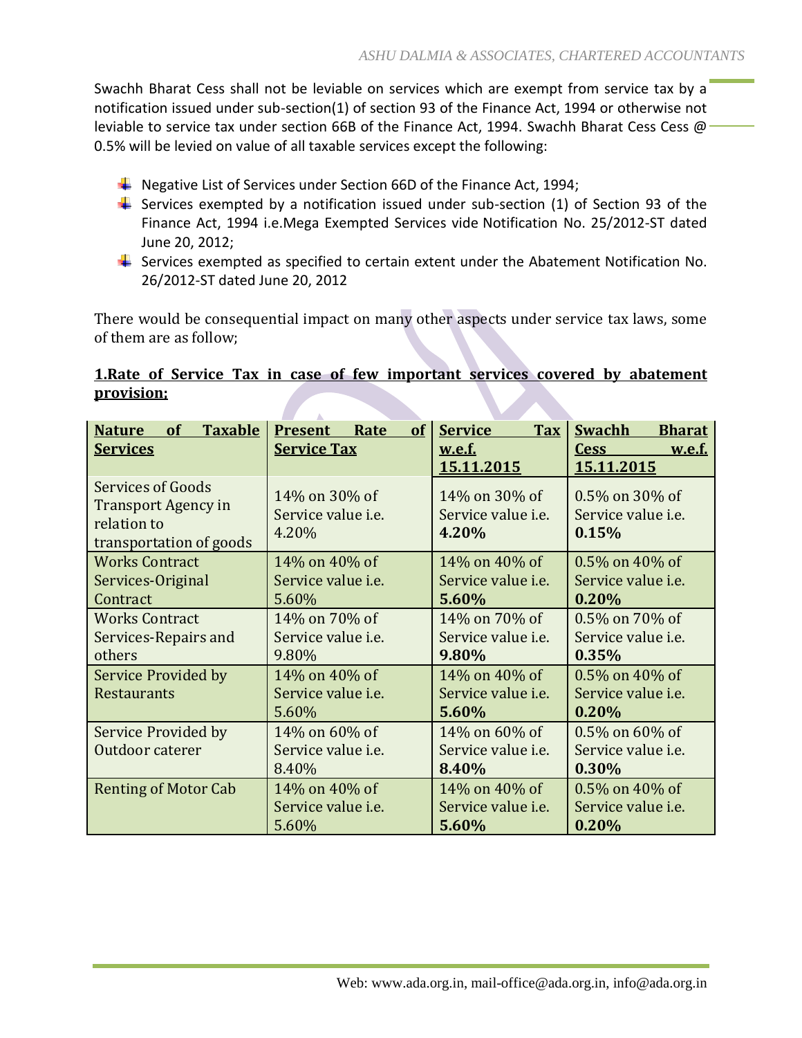Swachh Bharat Cess shall not be leviable on services which are exempt from service tax by a notification issued under sub-section(1) of section 93 of the Finance Act, 1994 or otherwise not leviable to service tax under section 66B of the Finance Act, 1994. Swachh Bharat Cess Cess @ 0.5% will be levied on value of all taxable services except the following:

- Negative List of Services under Section 66D of the Finance Act, 1994;
- Services exempted by a notification issued under sub-section (1) of Section 93 of the Finance Act, 1994 i.e.Mega Exempted Services vide Notification No. 25/2012-ST dated June 20, 2012;
- Services exempted as specified to certain extent under the Abatement Notification No. 26/2012-ST dated June 20, 2012

There would be consequential impact on many other aspects under service tax laws, some of them are as follow;

**1.Rate of Service Tax in case of few important services covered by abatement provision;**

| Nature of Taxable Services | Present Rate of Service Tax | Service Tax w.e.f. 15.11.2015 | Swachh Bharat Cess w.e.f. 15.11.2015 |
|---|---|---|---|
| Services of Goods Transport Agency in relation to transportation of goods | 14% on 30% of Service value i.e. 4.20% | 14% on 30% of Service value i.e. **4.20%** | 0.5% on 30% of Service value i.e. **0.15%** |
| Works Contract Services-Original Contract | 14% on 40% of Service value i.e. 5.60% | 14% on 40% of Service value i.e. **5.60%** | 0.5% on 40% of Service value i.e. **0.20%** |
| Works Contract Services-Repairs and others | 14% on 70% of Service value i.e. 9.80% | 14% on 70% of Service value i.e. **9.80%** | 0.5% on 70% of Service value i.e. **0.35%** |
| Service Provided by Restaurants | 14% on 40% of Service value i.e. 5.60% | 14% on 40% of Service value i.e. **5.60%** | 0.5% on 40% of Service value i.e. **0.20%** |
| Service Provided by Outdoor caterer | 14% on 60% of Service value i.e. 8.40% | 14% on 60% of Service value i.e. **8.40%** | 0.5% on 60% of Service value i.e. **0.30%** |
| Renting of Motor Cab | 14% on 40% of Service value i.e. 5.60% | 14% on 40% of Service value i.e. **5.60%** | 0.5% on 40% of Service value i.e. **0.20%** |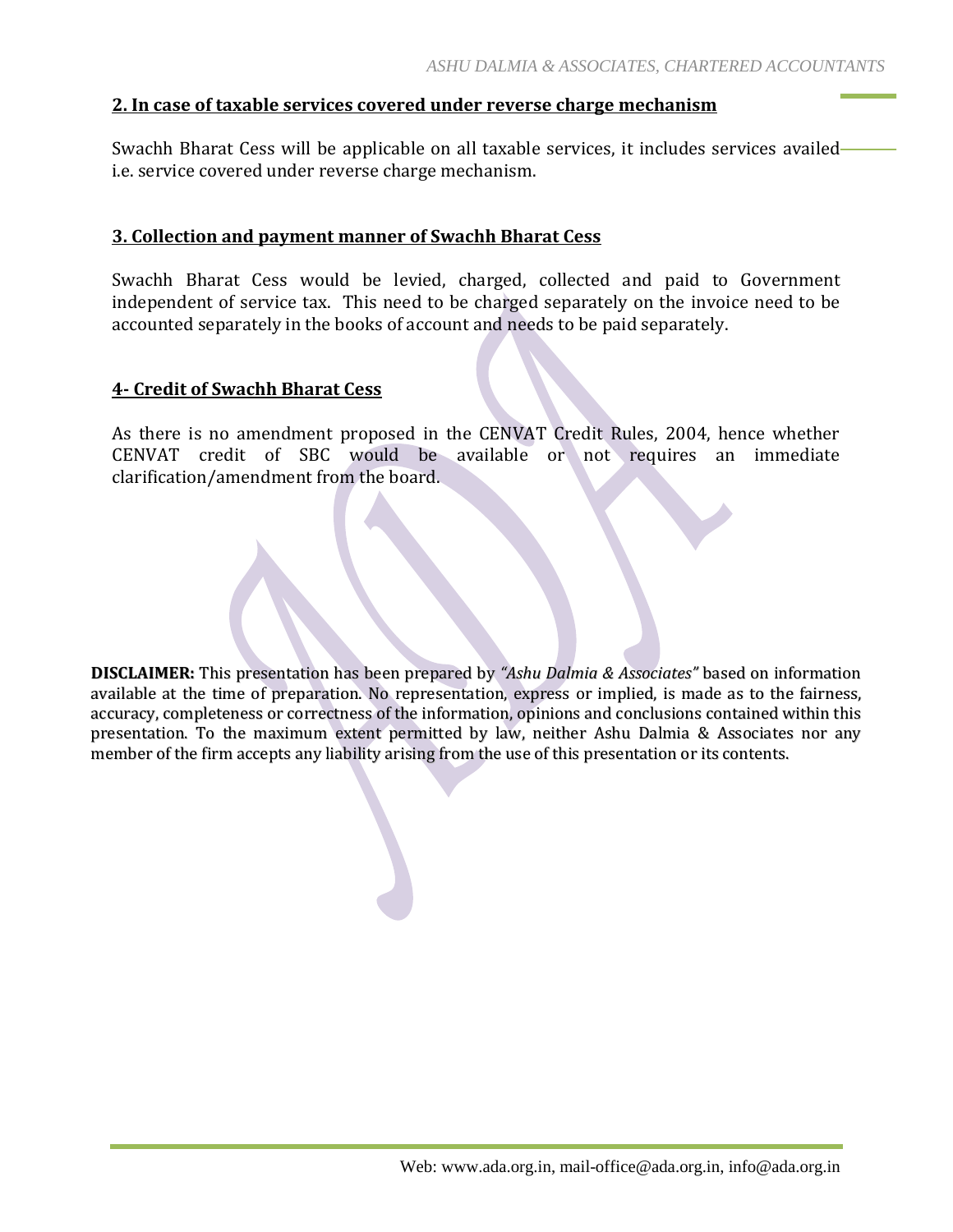## 2. In case of taxable services covered under reverse charge mechanism

Swachh Bharat Cess will be applicable on all taxable services, it includes services availed i.e. service covered under reverse charge mechanism.

## 3. Collection and payment manner of Swachh Bharat Cess

Swachh Bharat Cess would be levied, charged, collected and paid to Government independent of service tax. This need to be charged separately on the invoice need to be accounted separately in the books of account and needs to be paid separately.

## 4- Credit of Swachh Bharat Cess

As there is no amendment proposed in the CENVAT Credit Rules, 2004, hence whether CENVAT credit of SBC would be available or not requires an immediate clarification/amendment from the board.

**DISCLAIMER:** This presentation has been prepared by *"Ashu Dalmia & Associates"* based on information available at the time of preparation. No representation, express or implied, is made as to the fairness, accuracy, completeness or correctness of the information, opinions and conclusions contained within this presentation. To the maximum extent permitted by law, neither Ashu Dalmia & Associates nor any member of the firm accepts any liability arising from the use of this presentation or its contents.